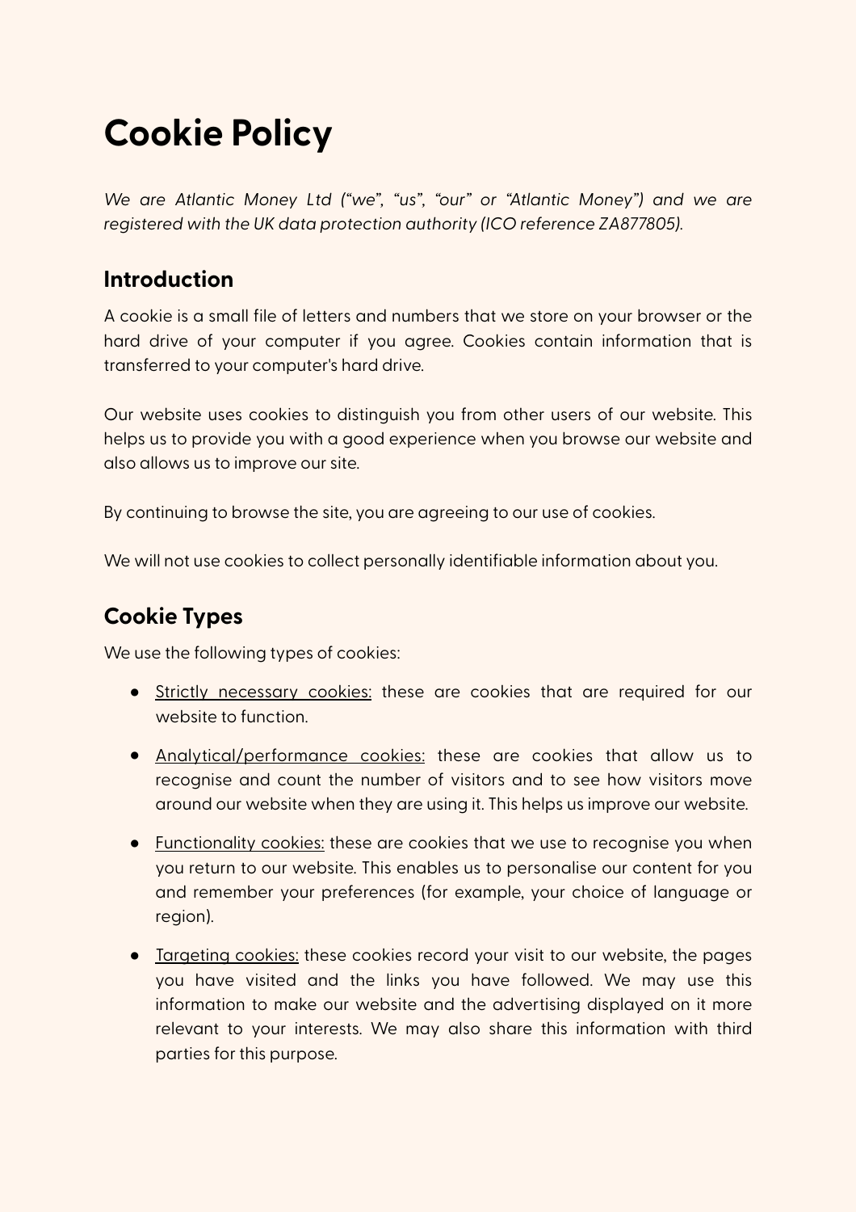# Cookie Policy

*We are Atlantic Money Ltd ("we", "us", "our" or "Atlantic Money") and we are registered with the UK data protection authority (ICO reference ZA877805).*

## Introduction

A cookie is a small file of letters and numbers that we store on your browser or the hard drive of your computer if you agree. Cookies contain information that is transferred to your computer's hard drive.

Our website uses cookies to distinguish you from other users of our website. This helps us to provide you with a good experience when you browse our website and also allows us to improve our site.

By continuing to browse the site, you are agreeing to our use of cookies.

We will not use cookies to collect personally identifiable information about you.

## Cookie Types

We use the following types of cookies:

- Strictly necessary cookies: these are cookies that are required for our website to function.
- Analytical/performance cookies: these are cookies that allow us to recognise and count the number of visitors and to see how visitors move around our website when they are using it. This helps us improve our website.
- Functionality cookies: these are cookies that we use to recognise you when you return to our website. This enables us to personalise our content for you and remember your preferences (for example, your choice of language or region).
- Targeting cookies: these cookies record your visit to our website, the pages you have visited and the links you have followed. We may use this information to make our website and the advertising displayed on it more relevant to your interests. We may also share this information with third parties for this purpose.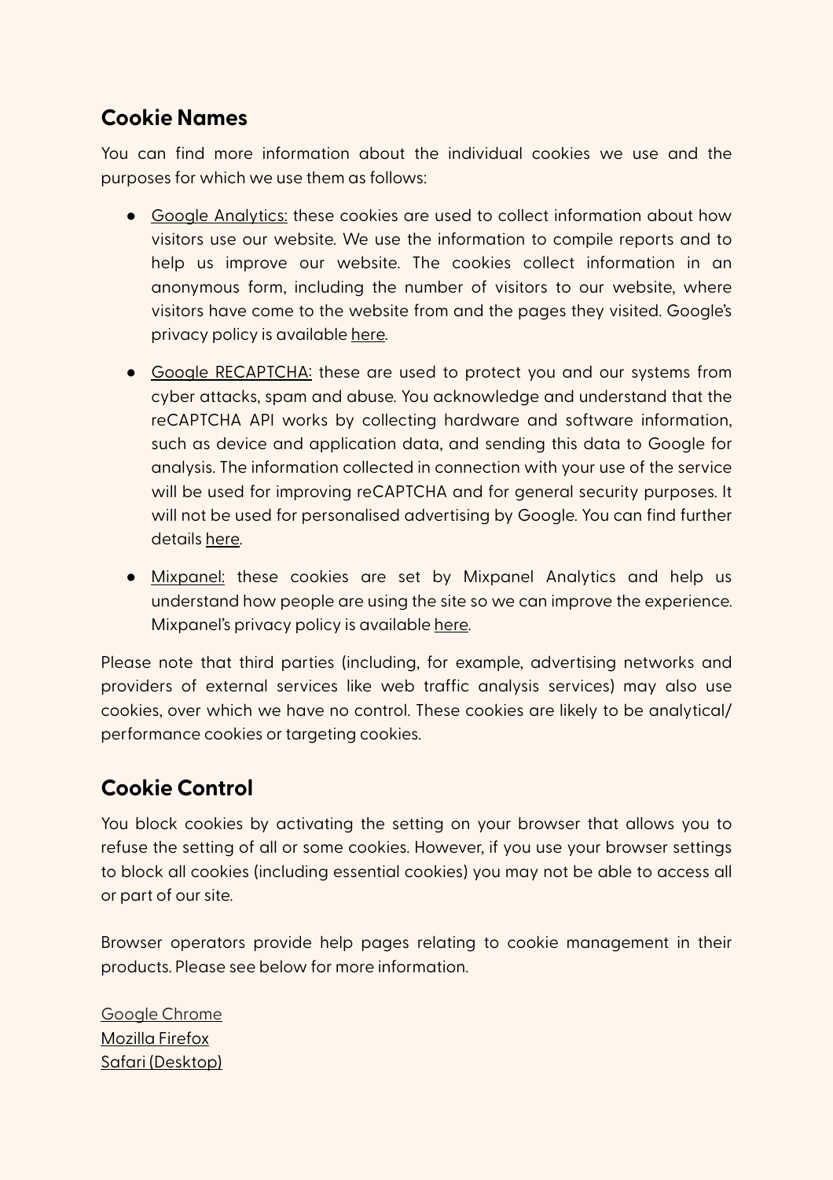## Cookie Names

You can find more information about the individual cookies we use and the purposes for which we use them as follows:

- Google Analytics: these cookies are used to collect information about how visitors use our website. We use the information to compile reports and to help us improve our website. The cookies collect information in an anonymous form, including the number of visitors to our website, where visitors have come to the website from and the pages they visited. Google's privacy policy is available here.
- Google RECAPTCHA: these are used to protect you and our systems from cyber attacks, spam and abuse. You acknowledge and understand that the reCAPTCHA API works by collecting hardware and software information, such as device and application data, and sending this data to Google for analysis. The information collected in connection with your use of the service will be used for improving reCAPTCHA and for general security purposes. It will not be used for personalised advertising by Google. You can find further details here.
- Mixpanel: these cookies are set by Mixpanel Analytics and help us understand how people are using the site so we can improve the experience. Mixpanel's privacy policy is available here.

Please note that third parties (including, for example, advertising networks and providers of external services like web traffic analysis services) may also use cookies, over which we have no control. These cookies are likely to be analytical/ performance cookies or targeting cookies.

## Cookie Control

You block cookies by activating the setting on your browser that allows you to refuse the setting of all or some cookies. However, if you use your browser settings to block all cookies (including essential cookies) you may not be able to access all or part of our site.

Browser operators provide help pages relating to cookie management in their products. Please see below for more information.

Google Chrome
Mozilla Firefox
Safari (Desktop)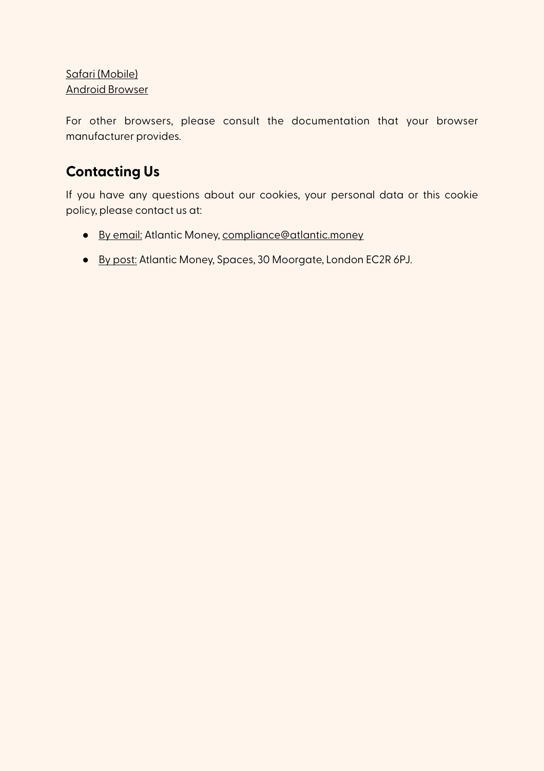Safari (Mobile)
Android Browser

For other browsers, please consult the documentation that your browser manufacturer provides.

## Contacting Us

If you have any questions about our cookies, your personal data or this cookie policy, please contact us at:

- By email: Atlantic Money, compliance@atlantic.money
- By post: Atlantic Money, Spaces, 30 Moorgate, London EC2R 6PJ.